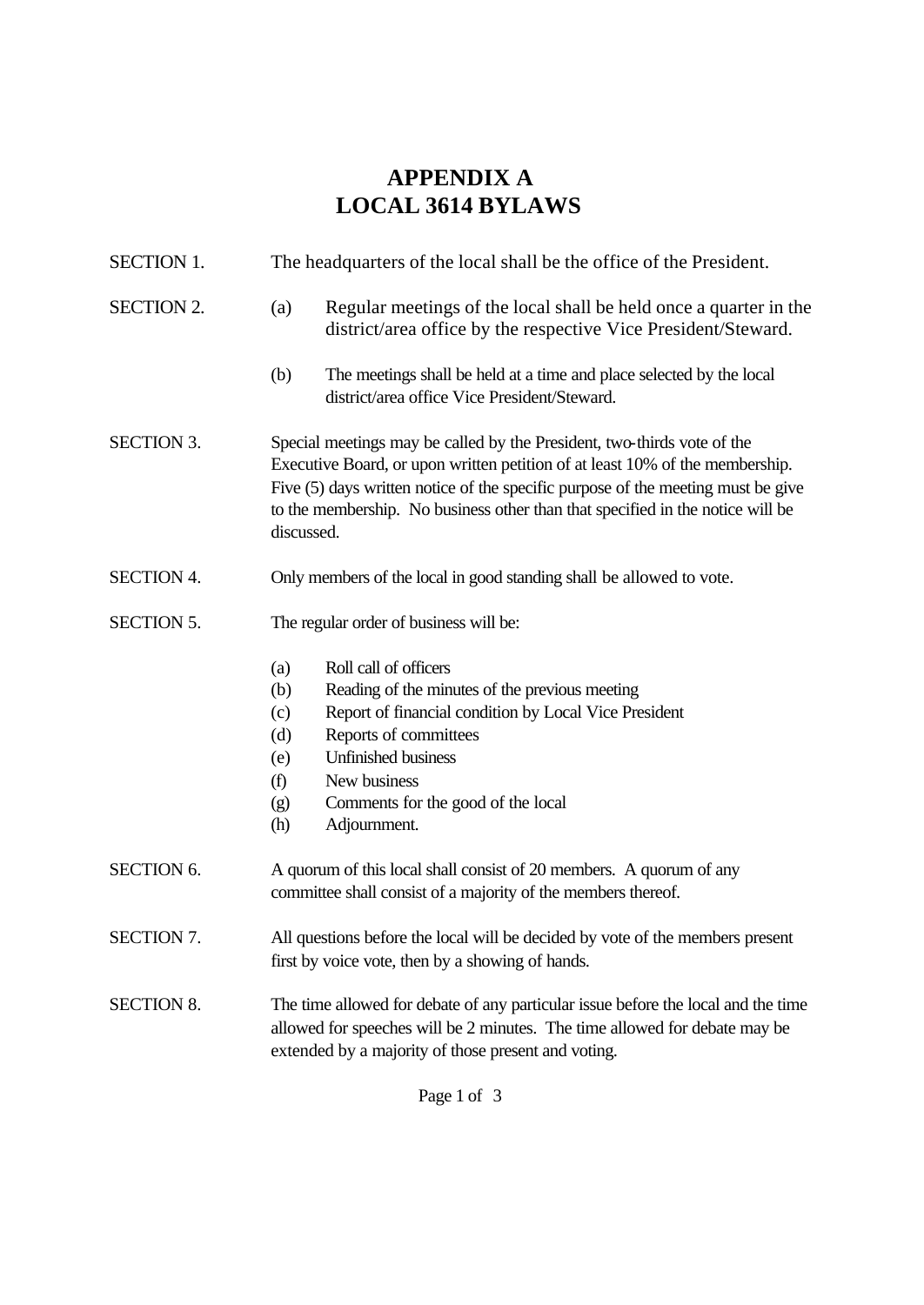# APPENDIX A
# LOCAL 3614 BYLAWS

SECTION 1. The headquarters of the local shall be the office of the President.

SECTION 2.

(a) Regular meetings of the local shall be held once a quarter in the district/area office by the respective Vice President/Steward.

(b) The meetings shall be held at a time and place selected by the local district/area office Vice President/Steward.

SECTION 3. Special meetings may be called by the President, two-thirds vote of the Executive Board, or upon written petition of at least 10% of the membership. Five (5) days written notice of the specific purpose of the meeting must be give to the membership. No business other than that specified in the notice will be discussed.

SECTION 4. Only members of the local in good standing shall be allowed to vote.

SECTION 5. The regular order of business will be:

(a) Roll call of officers
(b) Reading of the minutes of the previous meeting
(c) Report of financial condition by Local Vice President
(d) Reports of committees
(e) Unfinished business
(f) New business
(g) Comments for the good of the local
(h) Adjournment.

SECTION 6. A quorum of this local shall consist of 20 members. A quorum of any committee shall consist of a majority of the members thereof.

SECTION 7. All questions before the local will be decided by vote of the members present first by voice vote, then by a showing of hands.

SECTION 8. The time allowed for debate of any particular issue before the local and the time allowed for speeches will be 2 minutes. The time allowed for debate may be extended by a majority of those present and voting.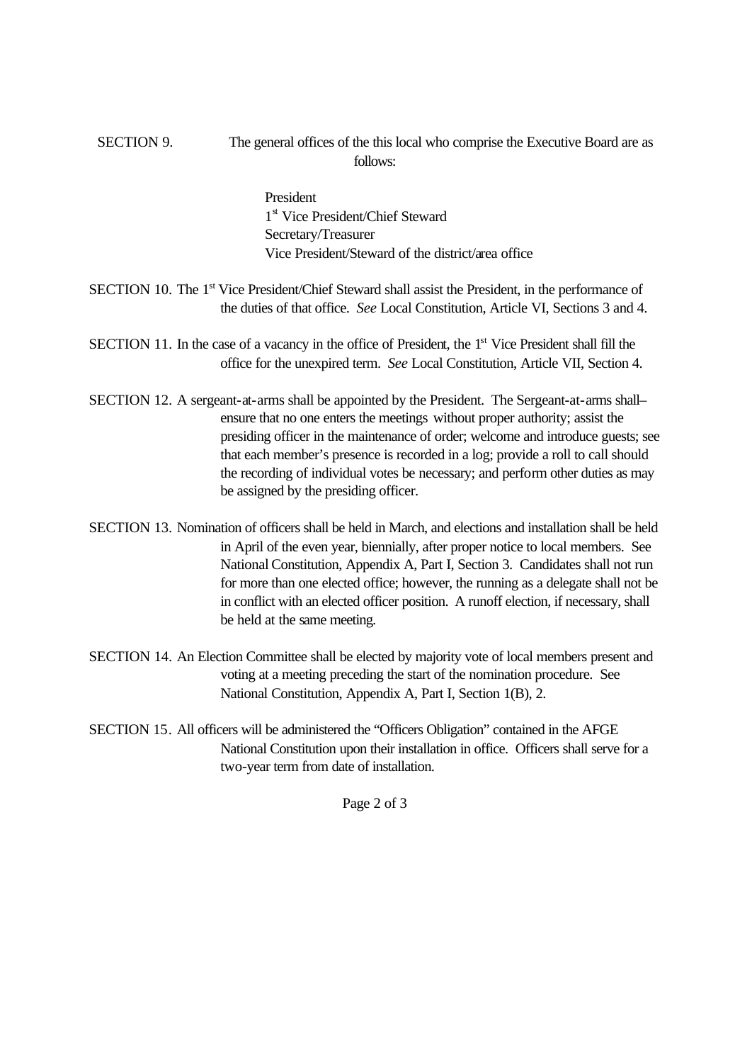SECTION 9. The general offices of the this local who comprise the Executive Board are as follows:

President
1st Vice President/Chief Steward
Secretary/Treasurer
Vice President/Steward of the district/area office

SECTION 10. The 1st Vice President/Chief Steward shall assist the President, in the performance of the duties of that office. *See* Local Constitution, Article VI, Sections 3 and 4.

SECTION 11. In the case of a vacancy in the office of President, the 1st Vice President shall fill the office for the unexpired term. *See* Local Constitution, Article VII, Section 4.

SECTION 12. A sergeant-at-arms shall be appointed by the President. The Sergeant-at-arms shall– ensure that no one enters the meetings without proper authority; assist the presiding officer in the maintenance of order; welcome and introduce guests; see that each member's presence is recorded in a log; provide a roll to call should the recording of individual votes be necessary; and perform other duties as may be assigned by the presiding officer.

SECTION 13. Nomination of officers shall be held in March, and elections and installation shall be held in April of the even year, biennially, after proper notice to local members. See National Constitution, Appendix A, Part I, Section 3. Candidates shall not run for more than one elected office; however, the running as a delegate shall not be in conflict with an elected officer position. A runoff election, if necessary, shall be held at the same meeting.

SECTION 14. An Election Committee shall be elected by majority vote of local members present and voting at a meeting preceding the start of the nomination procedure. See National Constitution, Appendix A, Part I, Section 1(B), 2.

SECTION 15. All officers will be administered the "Officers Obligation" contained in the AFGE National Constitution upon their installation in office. Officers shall serve for a two-year term from date of installation.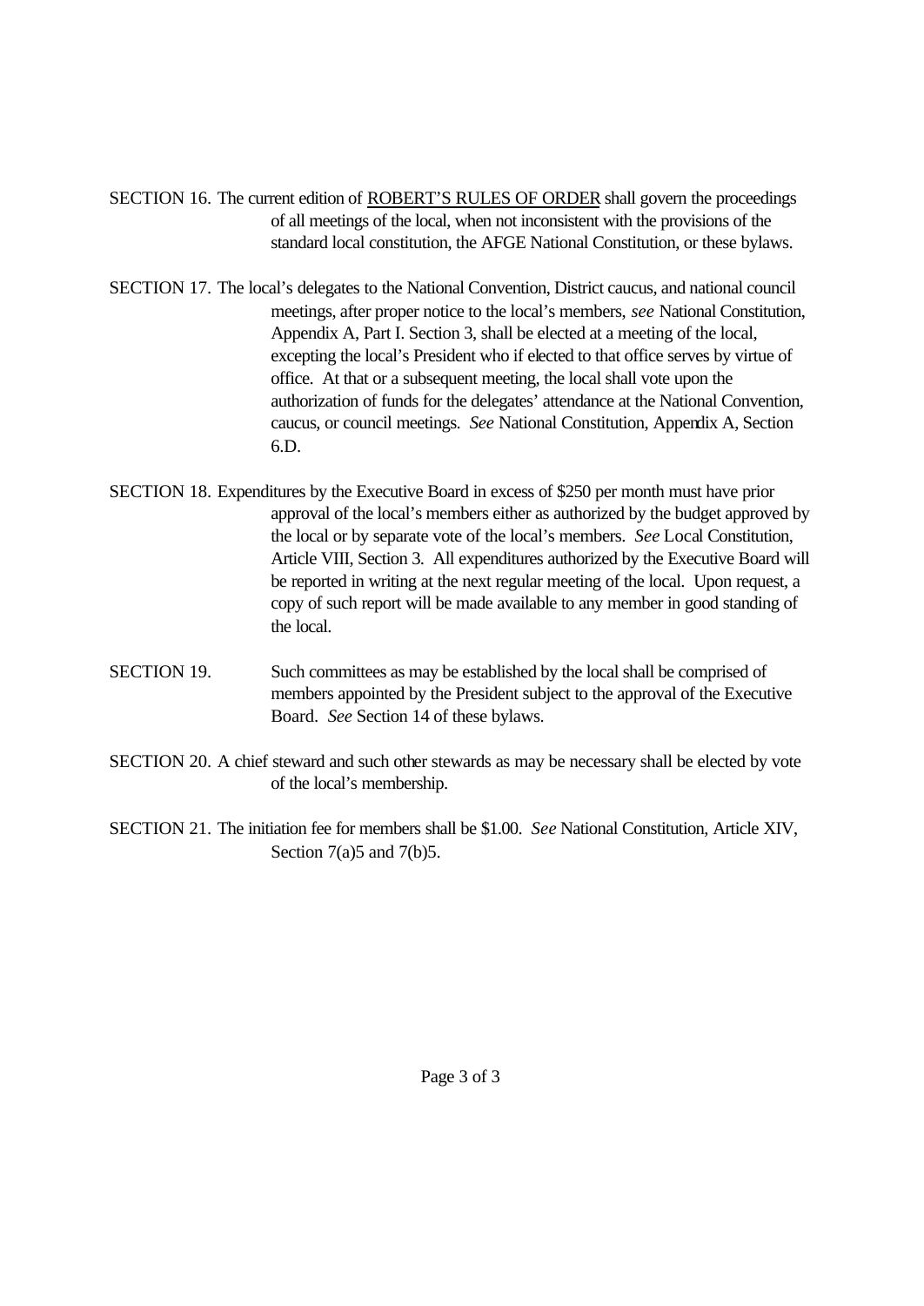SECTION 16. The current edition of ROBERT'S RULES OF ORDER shall govern the proceedings of all meetings of the local, when not inconsistent with the provisions of the standard local constitution, the AFGE National Constitution, or these bylaws.

SECTION 17. The local's delegates to the National Convention, District caucus, and national council meetings, after proper notice to the local's members, *see* National Constitution, Appendix A, Part I. Section 3, shall be elected at a meeting of the local, excepting the local's President who if elected to that office serves by virtue of office. At that or a subsequent meeting, the local shall vote upon the authorization of funds for the delegates' attendance at the National Convention, caucus, or council meetings. *See* National Constitution, Appendix A, Section 6.D.

SECTION 18. Expenditures by the Executive Board in excess of $250 per month must have prior approval of the local's members either as authorized by the budget approved by the local or by separate vote of the local's members. *See* Local Constitution, Article VIII, Section 3. All expenditures authorized by the Executive Board will be reported in writing at the next regular meeting of the local. Upon request, a copy of such report will be made available to any member in good standing of the local.

SECTION 19. Such committees as may be established by the local shall be comprised of members appointed by the President subject to the approval of the Executive Board. *See* Section 14 of these bylaws.

SECTION 20. A chief steward and such other stewards as may be necessary shall be elected by vote of the local's membership.

SECTION 21. The initiation fee for members shall be $1.00. *See* National Constitution, Article XIV, Section 7(a)5 and 7(b)5.